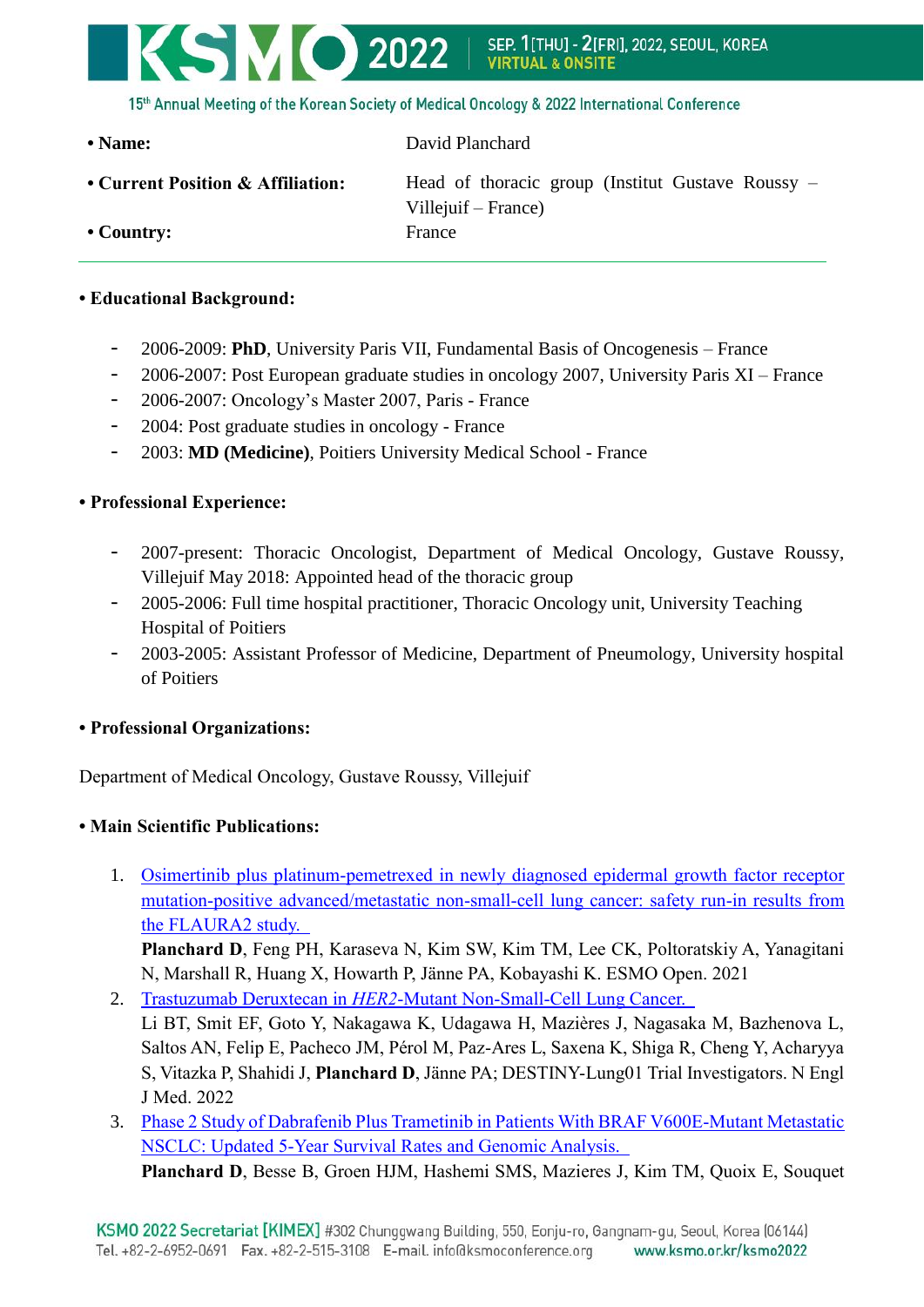- **Name:** David Planchard
- **Current Position & Affiliation:** Head of thoracic group (Institut Gustave Roussy – Villejuif – France)
- **Country:** France

---

**• Educational Background:**

- 2006-2009: **PhD**, University Paris VII, Fundamental Basis of Oncogenesis – France
- 2006-2007: Post European graduate studies in oncology 2007, University Paris XI – France
- 2006-2007: Oncology's Master 2007, Paris - France
- 2004: Post graduate studies in oncology - France
- 2003: **MD (Medicine)**, Poitiers University Medical School - France

**• Professional Experience:**

- 2007-present: Thoracic Oncologist, Department of Medical Oncology, Gustave Roussy, Villejuif May 2018: Appointed head of the thoracic group
- 2005-2006: Full time hospital practitioner, Thoracic Oncology unit, University Teaching Hospital of Poitiers
- 2003-2005: Assistant Professor of Medicine, Department of Pneumology, University hospital of Poitiers

**• Professional Organizations:**

Department of Medical Oncology, Gustave Roussy, Villejuif

**• Main Scientific Publications:**

1. Osimertinib plus platinum-pemetrexed in newly diagnosed epidermal growth factor receptor mutation-positive advanced/metastatic non-small-cell lung cancer: safety run-in results from the FLAURA2 study.
   **Planchard D**, Feng PH, Karaseva N, Kim SW, Kim TM, Lee CK, Poltoratskiy A, Yanagitani N, Marshall R, Huang X, Howarth P, Jänne PA, Kobayashi K. ESMO Open. 2021
2. Trastuzumab Deruxtecan in *HER2*-Mutant Non-Small-Cell Lung Cancer.
   Li BT, Smit EF, Goto Y, Nakagawa K, Udagawa H, Mazières J, Nagasaka M, Bazhenova L, Saltos AN, Felip E, Pacheco JM, Pérol M, Paz-Ares L, Saxena K, Shiga R, Cheng Y, Acharyya S, Vitazka P, Shahidi J, **Planchard D**, Jänne PA; DESTINY-Lung01 Trial Investigators. N Engl J Med. 2022
3. Phase 2 Study of Dabrafenib Plus Trametinib in Patients With BRAF V600E-Mutant Metastatic NSCLC: Updated 5-Year Survival Rates and Genomic Analysis.
   **Planchard D**, Besse B, Groen HJM, Hashemi SMS, Mazieres J, Kim TM, Quoix E, Souquet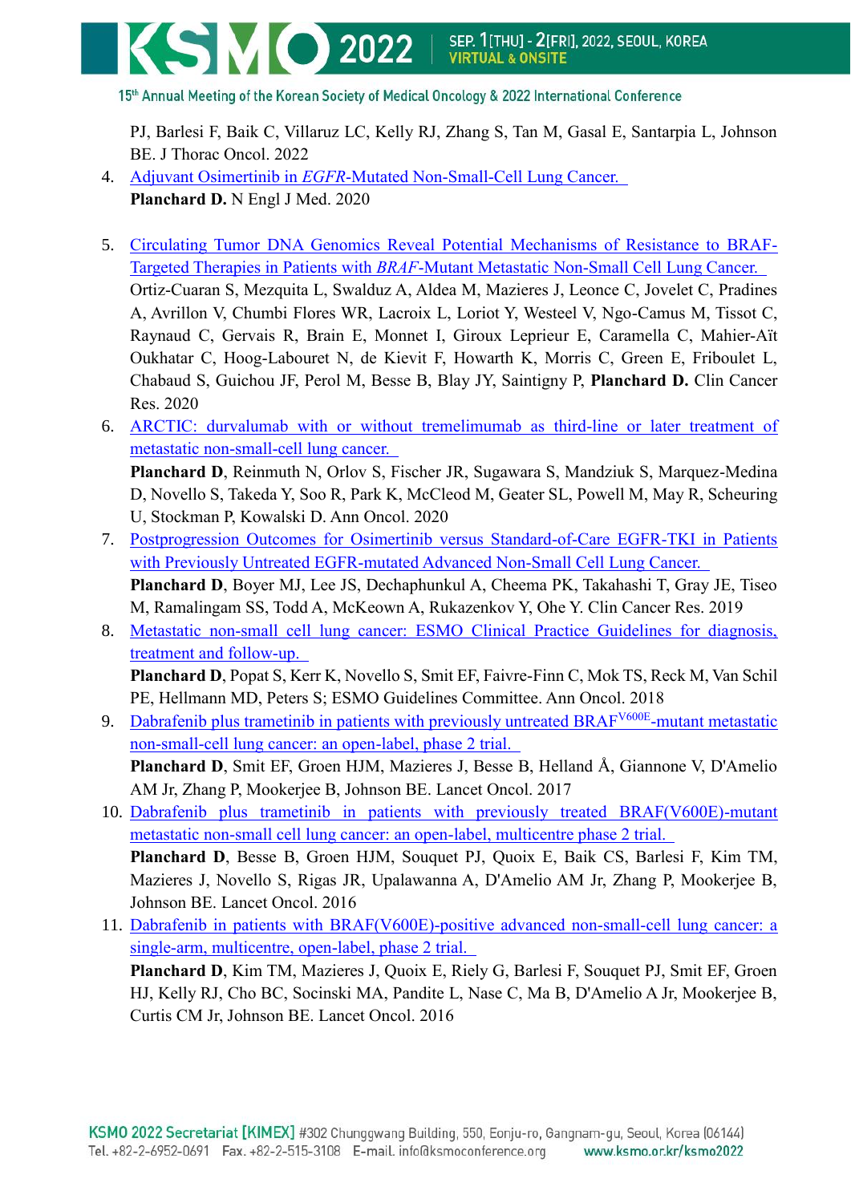PJ, Barlesi F, Baik C, Villaruz LC, Kelly RJ, Zhang S, Tan M, Gasal E, Santarpia L, Johnson BE. J Thorac Oncol. 2022

4. Adjuvant Osimertinib in *EGFR*-Mutated Non-Small-Cell Lung Cancer.
**Planchard D.** N Engl J Med. 2020

5. Circulating Tumor DNA Genomics Reveal Potential Mechanisms of Resistance to BRAF-Targeted Therapies in Patients with *BRAF*-Mutant Metastatic Non-Small Cell Lung Cancer.
Ortiz-Cuaran S, Mezquita L, Swalduz A, Aldea M, Mazieres J, Leonce C, Jovelet C, Pradines A, Avrillon V, Chumbi Flores WR, Lacroix L, Loriot Y, Westeel V, Ngo-Camus M, Tissot C, Raynaud C, Gervais R, Brain E, Monnet I, Giroux Leprieur E, Caramella C, Mahier-Aït Oukhatar C, Hoog-Labouret N, de Kievit F, Howarth K, Morris C, Green E, Friboulet L, Chabaud S, Guichou JF, Perol M, Besse B, Blay JY, Saintigny P, **Planchard D.** Clin Cancer Res. 2020

6. ARCTIC: durvalumab with or without tremelimumab as third-line or later treatment of metastatic non-small-cell lung cancer.
**Planchard D**, Reinmuth N, Orlov S, Fischer JR, Sugawara S, Mandziuk S, Marquez-Medina D, Novello S, Takeda Y, Soo R, Park K, McCleod M, Geater SL, Powell M, May R, Scheuring U, Stockman P, Kowalski D. Ann Oncol. 2020

7. Postprogression Outcomes for Osimertinib versus Standard-of-Care EGFR-TKI in Patients with Previously Untreated EGFR-mutated Advanced Non-Small Cell Lung Cancer.
**Planchard D**, Boyer MJ, Lee JS, Dechaphunkul A, Cheema PK, Takahashi T, Gray JE, Tiseo M, Ramalingam SS, Todd A, McKeown A, Rukazenkov Y, Ohe Y. Clin Cancer Res. 2019

8. Metastatic non-small cell lung cancer: ESMO Clinical Practice Guidelines for diagnosis, treatment and follow-up.
**Planchard D**, Popat S, Kerr K, Novello S, Smit EF, Faivre-Finn C, Mok TS, Reck M, Van Schil PE, Hellmann MD, Peters S; ESMO Guidelines Committee. Ann Oncol. 2018

9. Dabrafenib plus trametinib in patients with previously untreated $BRAF^{V600E}$-mutant metastatic non-small-cell lung cancer: an open-label, phase 2 trial.
**Planchard D**, Smit EF, Groen HJM, Mazieres J, Besse B, Helland Å, Giannone V, D'Amelio AM Jr, Zhang P, Mookerjee B, Johnson BE. Lancet Oncol. 2017

10. Dabrafenib plus trametinib in patients with previously treated BRAF(V600E)-mutant metastatic non-small cell lung cancer: an open-label, multicentre phase 2 trial.
**Planchard D**, Besse B, Groen HJM, Souquet PJ, Quoix E, Baik CS, Barlesi F, Kim TM, Mazieres J, Novello S, Rigas JR, Upalawanna A, D'Amelio AM Jr, Zhang P, Mookerjee B, Johnson BE. Lancet Oncol. 2016

11. Dabrafenib in patients with BRAF(V600E)-positive advanced non-small-cell lung cancer: a single-arm, multicentre, open-label, phase 2 trial.
**Planchard D**, Kim TM, Mazieres J, Quoix E, Riely G, Barlesi F, Souquet PJ, Smit EF, Groen HJ, Kelly RJ, Cho BC, Socinski MA, Pandite L, Nase C, Ma B, D'Amelio A Jr, Mookerjee B, Curtis CM Jr, Johnson BE. Lancet Oncol. 2016